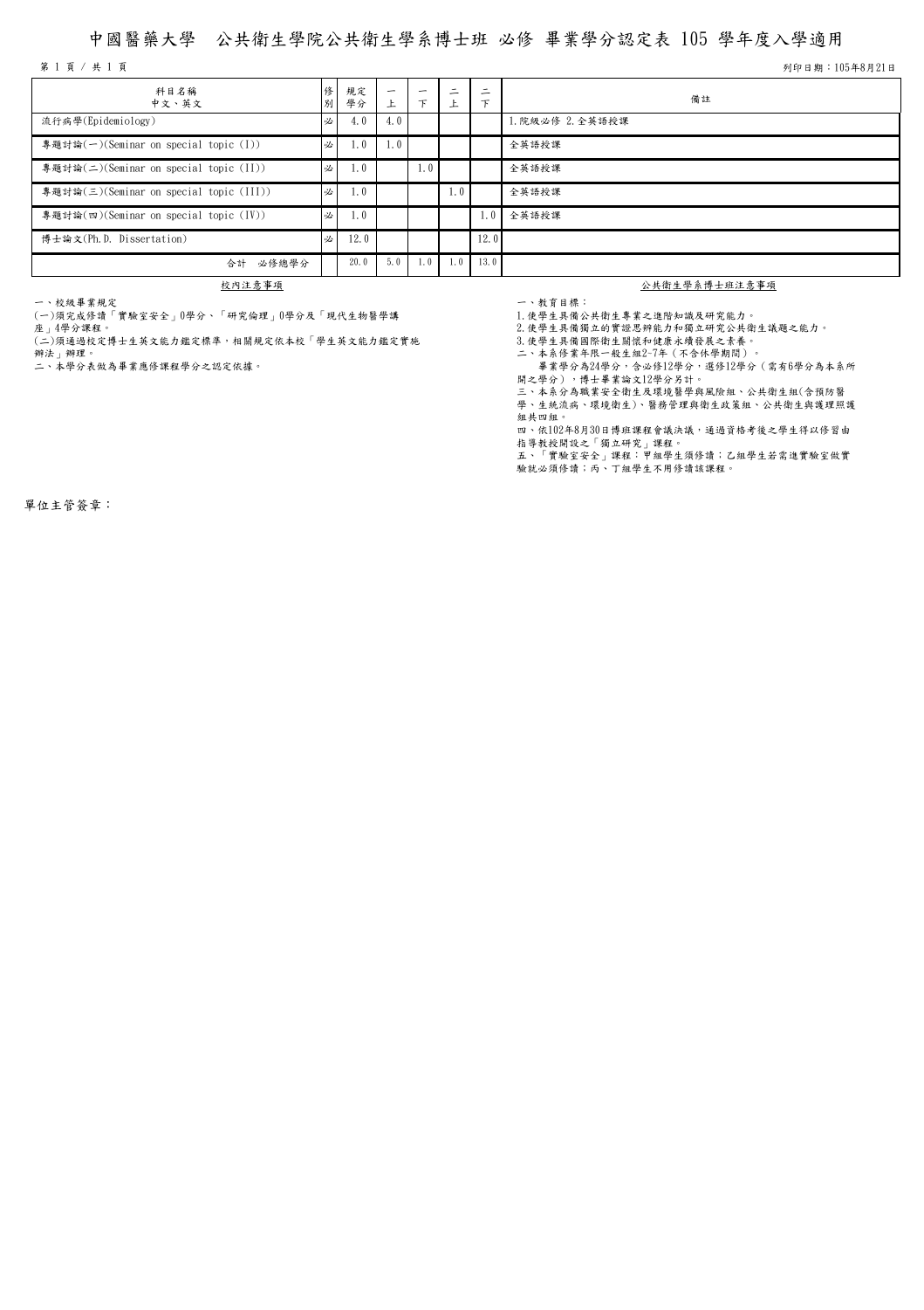# 中國醫藥大學　公共衛生學院公共衛生學系博士班 必修 畢業學分認定表 105 學年度入學適用

列印日期：105年8月21日

| 科目名稱<br>中文、英文 | 修別 | 規定學分 | 一上 | 一下 | 二上 | 二下 | 備註 |
|---|---|---|---|---|---|---|---|
| 流行病學(Epidemiology) | 必 | 4.0 | 4.0 | | | | 1.院級必修 2.全英語授課 |
| 專題討論(一)(Seminar on special topic (I)) | 必 | 1.0 | 1.0 | | | | 全英語授課 |
| 專題討論(二)(Seminar on special topic (II)) | 必 | 1.0 | | 1.0 | | | 全英語授課 |
| 專題討論(三)(Seminar on special topic (III)) | 必 | 1.0 | | | 1.0 | | 全英語授課 |
| 專題討論(四)(Seminar on special topic (IV)) | 必 | 1.0 | | | | 1.0 | 全英語授課 |
| 博士論文(Ph.D. Dissertation) | 必 | 12.0 | | | | 12.0 | |
| 合計　必修總學分 | | 20.0 | 5.0 | 1.0 | 1.0 | 13.0 | |

## 校內注意事項

一、校級畢業規定
(一)須完成修讀「實驗室安全」0學分、「研究倫理」0學分及「現代生物醫學講座」4學分課程。
(二)須通過校定博士生英文能力鑑定標準，相關規定依本校「學生英文能力鑑定實施辦法」辦理。
二、本學分表做為畢業應修課程學分之認定依據。

## 公共衛生學系博士班注意事項

一、教育目標：
1.使學生具備公共衛生專業之進階知識及研究能力。
2.使學生具備獨立的實證思辨能力和獨立研究公共衛生議題之能力。
3.使學生具備國際衛生關懷和健康永續發展之素養。
二、本系修業年限一般生組2-7年(不含休學期間)。
　畢業學分為24學分，含必修12學分，選修12學分(需有6學分為本系所開之學分)，博士畢業論文12學分另計。
三、本系分為職業安全衛生及環境醫學與風險組、公共衛生組(含預防醫學、生統流病、環境衛生)、醫務管理與衛生政策組、公共衛生與護理照護組共四組。
四、依102年8月30日博班課程會議決議，通過資格考後之學生得以修習由指導教授開設之「獨立研究」課程。
五、「實驗室安全」課程：甲組學生須修讀；乙組學生若需進實驗室做實驗就必須修讀；丙、丁組學生不用修讀該課程。

單位主管簽章：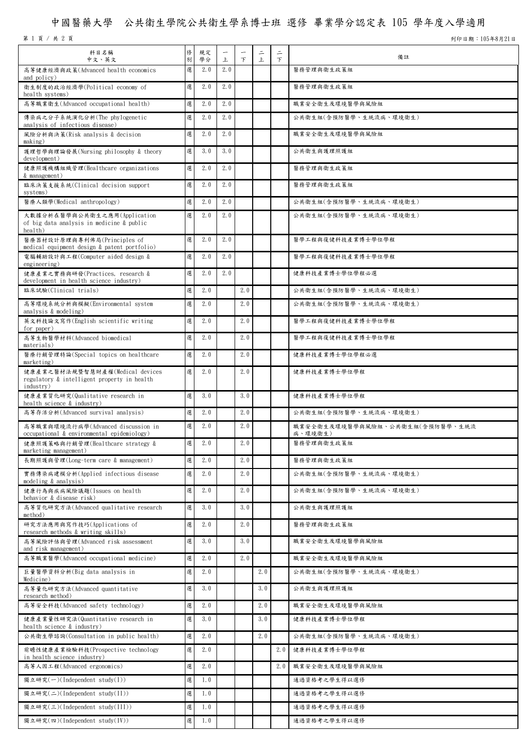# 中國醫藥大學　公共衛生學院公共衛生學系博士班 選修 畢業學分認定表 105 學年度入學適用

列印日期：105年8月21日

| 科目名稱<br>中文、英文 | 修別 | 規定學分 | 一上 | 一下 | 二上 | 二下 | 備註 |
|---|---|---|---|---|---|---|---|
| 高等健康經濟與政策(Advanced health economics and policy) | 選 | 2.0 | 2.0 | | | | 醫務管理與衛生政策組 |
| 衛生制度的政治經濟學(Political economy of health systems) | 選 | 2.0 | 2.0 | | | | 醫務管理與衛生政策組 |
| 高等職業衛生(Advanced occupational health) | 選 | 2.0 | 2.0 | | | | 職業安全衛生及環境醫學與風險組 |
| 傳染病之分子系統演化分析(The phylogenetic analysis of infectious disease) | 選 | 2.0 | 2.0 | | | | 公共衛生組(含預防醫學、生統流病、環境衛生) |
| 風險分析與決策(Risk analysis & decision making) | 選 | 2.0 | 2.0 | | | | 職業安全衛生及環境醫學與風險組 |
| 護理哲學與理論發展(Nursing philosophy & theory development) | 選 | 3.0 | 3.0 | | | | 公共衛生與護理照護組 |
| 健康照護機構組織管理(Healthcare organizations & management) | 選 | 2.0 | 2.0 | | | | 醫務管理與衛生政策組 |
| 臨床決策支援系統(Clinical decision support systems) | 選 | 2.0 | 2.0 | | | | 醫務管理與衛生政策組 |
| 醫療人類學(Medical anthropology) | 選 | 2.0 | 2.0 | | | | 公共衛生組(含預防醫學、生統流病、環境衛生) |
| 大數據分析在醫學與公共衛生之應用(Application of big data analysis in medicine & public health) | 選 | 2.0 | 2.0 | | | | 公共衛生組(含預防醫學、生統流病、環境衛生) |
| 醫療器材設計原理與專利佈局(Principles of medical equipment design & patent portfolio) | 選 | 2.0 | 2.0 | | | | 醫學工程與復健科技產業博士學位學程 |
| 電腦輔助設計與工程(Computer aided design & engineering) | 選 | 2.0 | 2.0 | | | | 醫學工程與復健科技產業博士學位學程 |
| 健康產業之實務與研發(Practices, research & development in health science industry) | 選 | 2.0 | 2.0 | | | | 健康科技產業博士學位學程必選 |
| 臨床試驗(Clinical trials) | 選 | 2.0 | | 2.0 | | | 公共衛生組(含預防醫學、生統流病、環境衛生) |
| 高等環境系統分析與模擬(Environmental system analysis & modeling) | 選 | 2.0 | | 2.0 | | | 公共衛生組(含預防醫學、生統流病、環境衛生) |
| 英文科技論文寫作(English scientific writing for paper) | 選 | 2.0 | | 2.0 | | | 醫學工程與復健科技產業博士學位學程 |
| 高等生物醫學材料(Advanced biomedical materials) | 選 | 2.0 | | 2.0 | | | 醫學工程與復健科技產業博士學位學程 |
| 醫療行銷管理特論(Special topics on healthcare marketing) | 選 | 2.0 | | 2.0 | | | 健康科技產業博士學位學程必選 |
| 健康產業之醫材法規暨智慧財產權(Medical devices regulatory & intelligent property in health industry) | 選 | 2.0 | | 2.0 | | | 健康科技產業博士學位學程 |
| 健康產業質化研究(Qualitative research in health science & industry) | 選 | 3.0 | | 3.0 | | | 健康科技產業博士學位學程 |
| 高等存活分析(Advanced survival analysis) | 選 | 2.0 | | 2.0 | | | 公共衛生組(含預防醫學、生統流病、環境衛生) |
| 高等職業與環境流行病學(Advanced discussion in occupational & environmental epidemiology) | 選 | 2.0 | | 2.0 | | | 職業安全衛生及環境醫學與風險組、公共衛生組(含預防醫學、生統流病、環境衛生) |
| 健康照護策略與行銷管理(Healthcare strategy & marketing management) | 選 | 2.0 | | 2.0 | | | 醫務管理與衛生政策組 |
| 長期照護與管理(Long-term care & management) | 選 | 2.0 | | 2.0 | | | 醫務管理與衛生政策組 |
| 實務傳染病建模分析(Applied infectious disease modeling & analysis) | 選 | 2.0 | | 2.0 | | | 公共衛生組(含預防醫學、生統流病、環境衛生) |
| 健康行為與疾病風險議題(Issues on health behavior & disease risk) | 選 | 2.0 | | 2.0 | | | 公共衛生組(含預防醫學、生統流病、環境衛生) |
| 高等質化研究方法(Advanced qualitative research method) | 選 | 3.0 | | 3.0 | | | 公共衛生與護理照護組 |
| 研究方法應用與寫作技巧(Applications of research methods & writing skills) | 選 | 2.0 | | 2.0 | | | 醫務管理與衛生政策組 |
| 高等風險評估與管理(Advanced risk assessment and risk management) | 選 | 3.0 | | 3.0 | | | 職業安全衛生及環境醫學與風險組 |
| 高等職業醫學(Advanced occupational medicine) | 選 | 2.0 | | 2.0 | | | 職業安全衛生及環境醫學與風險組 |
| 巨量醫學資料分析(Big data analysis in Medicine) | 選 | 2.0 | | | 2.0 | | 公共衛生組(含預防醫學、生統流病、環境衛生) |
| 高等量化研究方法(Advanced quantitative research method) | 選 | 3.0 | | | 3.0 | | 公共衛生與護理照護組 |
| 高等安全科技(Advanced safety technology) | 選 | 2.0 | | | 2.0 | | 職業安全衛生及環境醫學與風險組 |
| 健康產業量性研究法(Quantitative research in health science & industry) | 選 | 3.0 | | | 3.0 | | 健康科技產業博士學位學程 |
| 公共衛生學諮詢(Consultation in public health) | 選 | 2.0 | | | 2.0 | | 公共衛生組(含預防醫學、生統流病、環境衛生) |
| 前瞻性健康產業檢驗科技(Prospective technology in health science industry) | 選 | 2.0 | | | | 2.0 | 健康科技產業博士學位學程 |
| 高等人因工程(Advanced ergonomics) | 選 | 2.0 | | | | 2.0 | 職業安全衛生及環境醫學與風險組 |
| 獨立研究(一)(Independent study(I)) | 選 | 1.0 | | | | | 通過資格考之學生得以選修 |
| 獨立研究(二)(Independent study(II)) | 選 | 1.0 | | | | | 通過資格考之學生得以選修 |
| 獨立研究(三)(Independent study(III)) | 選 | 1.0 | | | | | 通過資格考之學生得以選修 |
| 獨立研究(四)(Independent study(IV)) | 選 | 1.0 | | | | | 通過資格考之學生得以選修 |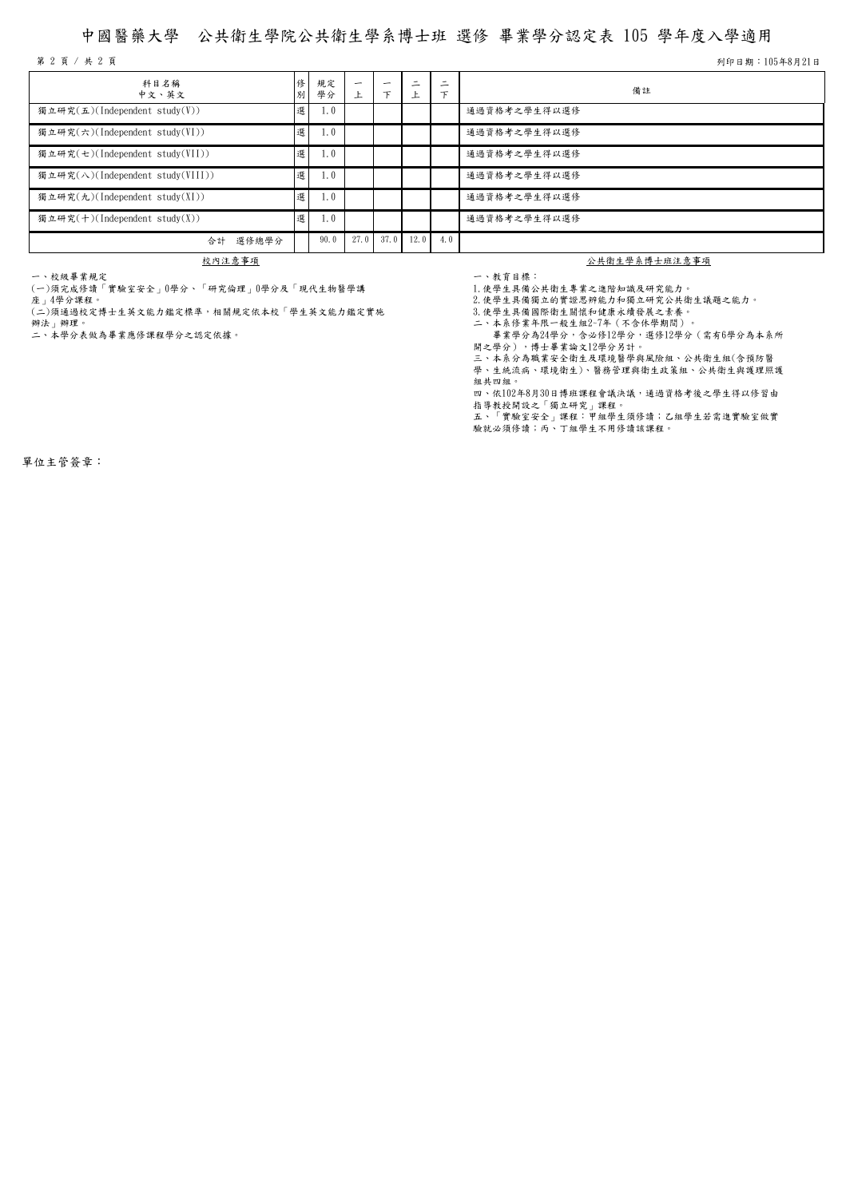# 中國醫藥大學　公共衛生學院公共衛生學系博士班 選修 畢業學分認定表 105 學年度入學適用

列印日期：105年8月21日

| 科目名稱<br>中文、英文 | 修別 | 規定學分 | 一上 | 一下 | 二上 | 二下 | 備註 |
|---|---|---|---|---|---|---|---|
| 獨立研究(五)(Independent study(V)) | 選 | 1.0 | | | | | 通過資格考之學生得以選修 |
| 獨立研究(六)(Independent study(VI)) | 選 | 1.0 | | | | | 通過資格考之學生得以選修 |
| 獨立研究(七)(Independent study(VII)) | 選 | 1.0 | | | | | 通過資格考之學生得以選修 |
| 獨立研究(八)(Independent study(VIII)) | 選 | 1.0 | | | | | 通過資格考之學生得以選修 |
| 獨立研究(九)(Independent study(XI)) | 選 | 1.0 | | | | | 通過資格考之學生得以選修 |
| 獨立研究(十)(Independent study(X)) | 選 | 1.0 | | | | | 通過資格考之學生得以選修 |
| 合計　選修總學分 | | 90.0 | 27.0 | 37.0 | 12.0 | 4.0 | |

## 校內注意事項

一、校級畢業規定

(一)須完成修讀「實驗室安全」0學分、「研究倫理」0學分及「現代生物醫學講座」4學分課程。

(二)須通過校定博士生英文能力鑑定標準，相關規定依本校「學生英文能力鑑定實施辦法」辦理。

二、本學分表做為畢業應修課程學分之認定依據。

## 公共衛生學系博士班注意事項

一、教育目標：

1.使學生具備公共衛生專業之進階知識及研究能力。

2.使學生具備獨立的實證思辨能力和獨立研究公共衛生議題之能力。

3.使學生具備國際衛生關懷和健康永續發展之素養。

二、本系修業年限一般生組2-7年（不含休學期間）。

畢業學分為24學分，含必修12學分，選修12學分（需有6學分為本系所開之學分），博士畢業論文12學分另計。

三、本系分為職業安全衛生及環境醫學與風險組、公共衛生組(含預防醫學、生統流病、環境衛生)、醫務管理與衛生政策組、公共衛生與護理照護組共四組。

四、依102年8月30日博班課程會議決議，通過資格考後之學生得以修習由指導教授開設之「獨立研究」課程。

五、「實驗室安全」課程：甲組學生須修讀；乙組學生若需進實驗室做實驗就必須修讀；丙、丁組學生不用修讀該課程。

單位主管簽章：